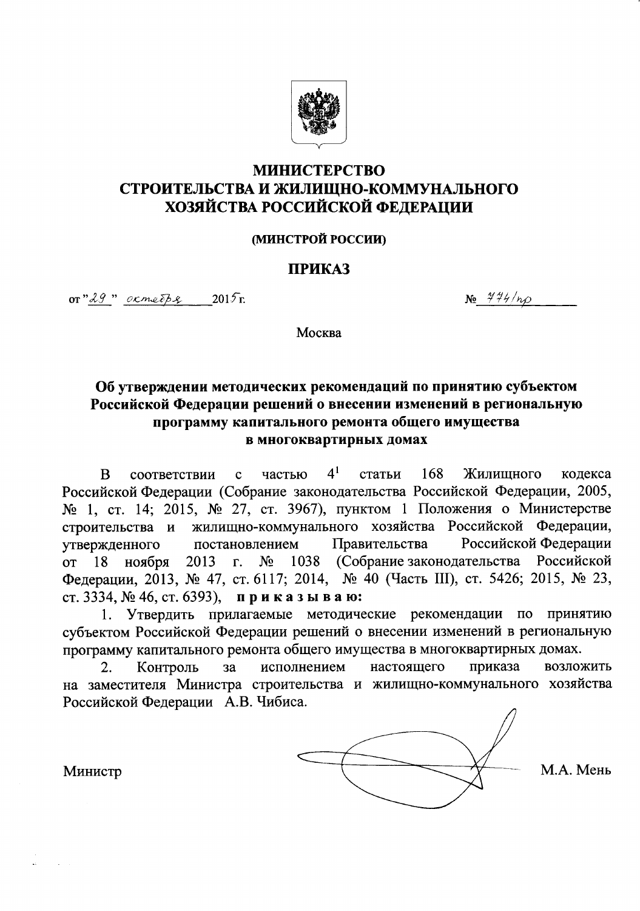# МИНИСТЕРСТВО СТРОИТЕЛЬСТВА И ЖИЛИЩНО-КОММУНАЛЬНОГО ХОЗЯЙСТВА РОССИЙСКОЙ ФЕДЕРАЦИИ

**(МИНСТРОЙ РОССИИ)**

## ПРИКАЗ

от "29" октября 2015 г. № 774/пр

Москва

### Об утверждении методических рекомендаций по принятию субъектом Российской Федерации решений о внесении изменений в региональную программу капитального ремонта общего имущества в многоквартирных домах

В соответствии с частью 4[1] статьи 168 Жилищного кодекса Российской Федерации (Собрание законодательства Российской Федерации, 2005, № 1, ст. 14; 2015, № 27, ст. 3967), пунктом 1 Положения о Министерстве строительства и жилищно-коммунального хозяйства Российской Федерации, утвержденного постановлением Правительства Российской Федерации от 18 ноября 2013 г. № 1038 (Собрание законодательства Российской Федерации, 2013, № 47, ст. 6117; 2014, № 40 (Часть III), ст. 5426; 2015, № 23, ст. 3334, № 46, ст. 6393), **п р и к а з ы в а ю:**

1. Утвердить прилагаемые методические рекомендации по принятию субъектом Российской Федерации решений о внесении изменений в региональную программу капитального ремонта общего имущества в многоквартирных домах.

2. Контроль за исполнением настоящего приказа возложить на заместителя Министра строительства и жилищно-коммунального хозяйства Российской Федерации А.В. Чибиса.

Министр М.А. Мень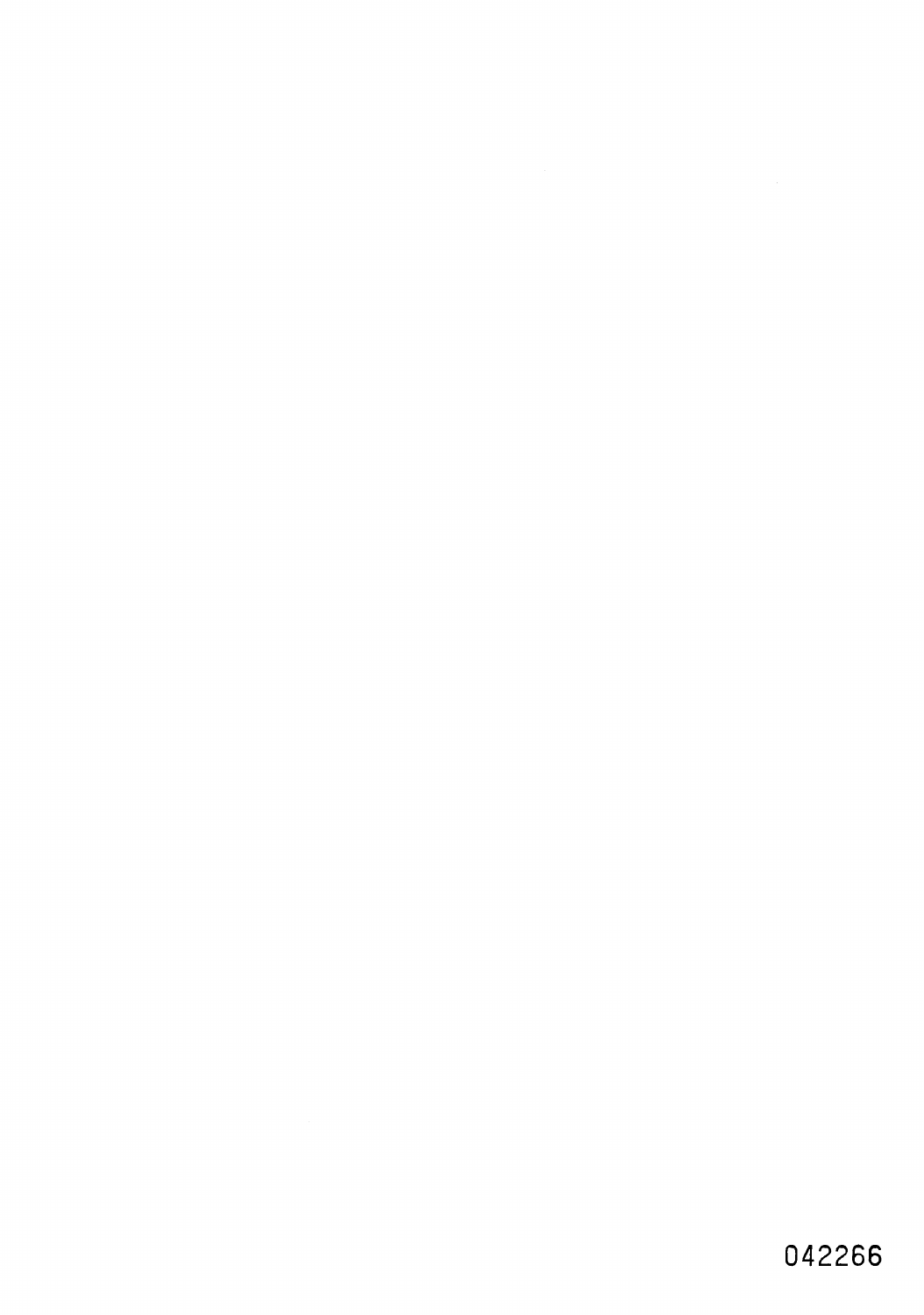042266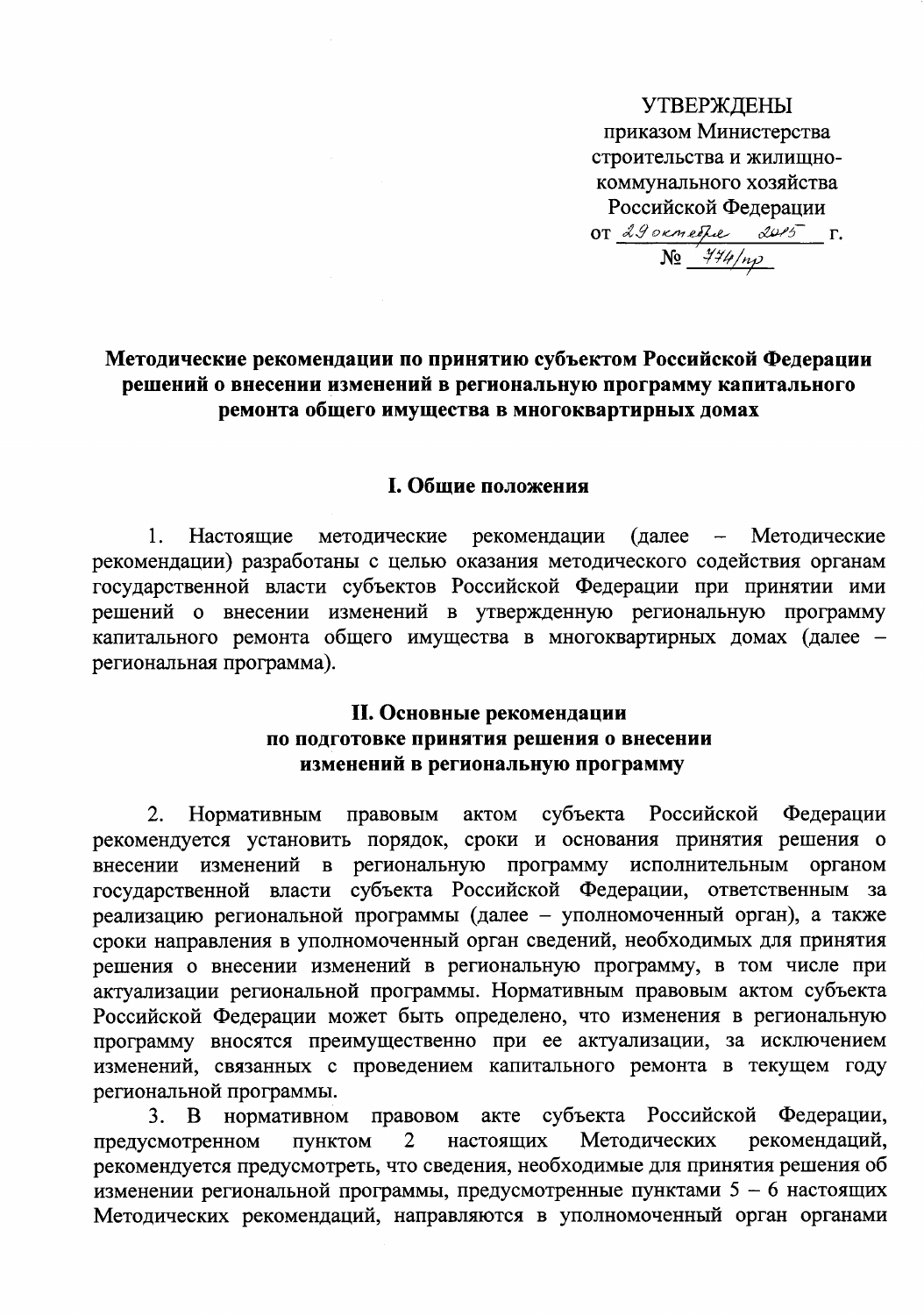УТВЕРЖДЕНЫ
приказом Министерства
строительства и жилищно-
коммунального хозяйства
Российской Федерации
от 29 октября 2015 г.
№ 774/пр

**Методические рекомендации по принятию субъектом Российской Федерации решений о внесении изменений в региональную программу капитального ремонта общего имущества в многоквартирных домах**

## I. Общие положения

1. Настоящие методические рекомендации (далее – Методические рекомендации) разработаны с целью оказания методического содействия органам государственной власти субъектов Российской Федерации при принятии ими решений о внесении изменений в утвержденную региональную программу капитального ремонта общего имущества в многоквартирных домах (далее – региональная программа).

## II. Основные рекомендации по подготовке принятия решения о внесении изменений в региональную программу

2. Нормативным правовым актом субъекта Российской Федерации рекомендуется установить порядок, сроки и основания принятия решения о внесении изменений в региональную программу исполнительным органом государственной власти субъекта Российской Федерации, ответственным за реализацию региональной программы (далее – уполномоченный орган), а также сроки направления в уполномоченный орган сведений, необходимых для принятия решения о внесении изменений в региональную программу, в том числе при актуализации региональной программы. Нормативным правовым актом субъекта Российской Федерации может быть определено, что изменения в региональную программу вносятся преимущественно при ее актуализации, за исключением изменений, связанных с проведением капитального ремонта в текущем году региональной программы.

3. В нормативном правовом акте субъекта Российской Федерации, предусмотренном пунктом 2 настоящих Методических рекомендаций, рекомендуется предусмотреть, что сведения, необходимые для принятия решения об изменении региональной программы, предусмотренные пунктами 5 – 6 настоящих Методических рекомендаций, направляются в уполномоченный орган органами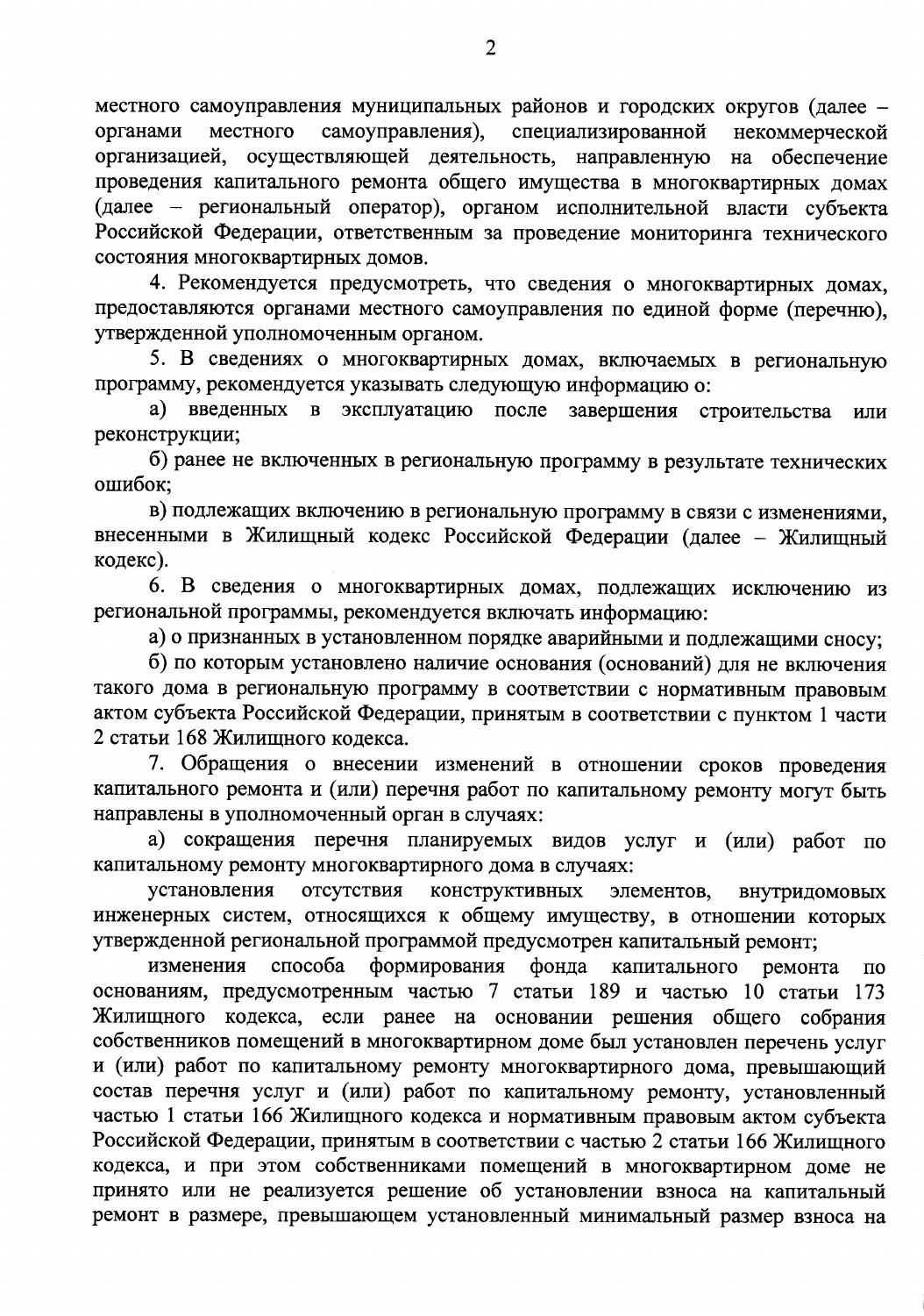местного самоуправления муниципальных районов и городских округов (далее – органами местного самоуправления), специализированной некоммерческой организацией, осуществляющей деятельность, направленную на обеспечение проведения капитального ремонта общего имущества в многоквартирных домах (далее – региональный оператор), органом исполнительной власти субъекта Российской Федерации, ответственным за проведение мониторинга технического состояния многоквартирных домов.

4. Рекомендуется предусмотреть, что сведения о многоквартирных домах, предоставляются органами местного самоуправления по единой форме (перечню), утвержденной уполномоченным органом.

5. В сведениях о многоквартирных домах, включаемых в региональную программу, рекомендуется указывать следующую информацию о:

а) введенных в эксплуатацию после завершения строительства или реконструкции;

б) ранее не включенных в региональную программу в результате технических ошибок;

в) подлежащих включению в региональную программу в связи с изменениями, внесенными в Жилищный кодекс Российской Федерации (далее – Жилищный кодекс).

6. В сведения о многоквартирных домах, подлежащих исключению из региональной программы, рекомендуется включать информацию:

а) о признанных в установленном порядке аварийными и подлежащими сносу;

б) по которым установлено наличие основания (оснований) для не включения такого дома в региональную программу в соответствии с нормативным правовым актом субъекта Российской Федерации, принятым в соответствии с пунктом 1 части 2 статьи 168 Жилищного кодекса.

7. Обращения о внесении изменений в отношении сроков проведения капитального ремонта и (или) перечня работ по капитальному ремонту могут быть направлены в уполномоченный орган в случаях:

а) сокращения перечня планируемых видов услуг и (или) работ по капитальному ремонту многоквартирного дома в случаях:

установления отсутствия конструктивных элементов, внутридомовых инженерных систем, относящихся к общему имуществу, в отношении которых утвержденной региональной программой предусмотрен капитальный ремонт;

изменения способа формирования фонда капитального ремонта по основаниям, предусмотренным частью 7 статьи 189 и частью 10 статьи 173 Жилищного кодекса, если ранее на основании решения общего собрания собственников помещений в многоквартирном доме был установлен перечень услуг и (или) работ по капитальному ремонту многоквартирного дома, превышающий состав перечня услуг и (или) работ по капитальному ремонту, установленный частью 1 статьи 166 Жилищного кодекса и нормативным правовым актом субъекта Российской Федерации, принятым в соответствии с частью 2 статьи 166 Жилищного кодекса, и при этом собственниками помещений в многоквартирном доме не принято или не реализуется решение об установлении взноса на капитальный ремонт в размере, превышающем установленный минимальный размер взноса на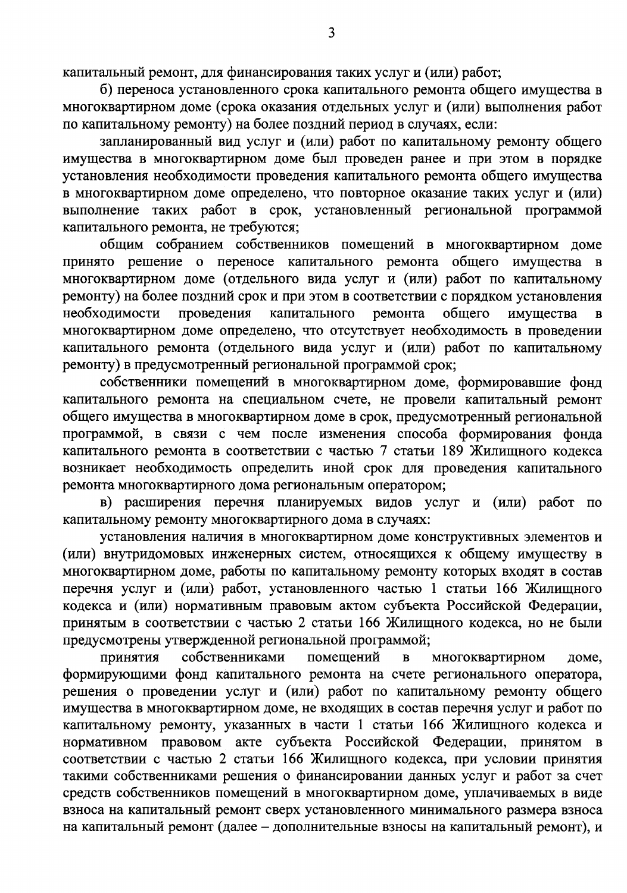капитальный ремонт, для финансирования таких услуг и (или) работ;

б) переноса установленного срока капитального ремонта общего имущества в многоквартирном доме (срока оказания отдельных услуг и (или) выполнения работ по капитальному ремонту) на более поздний период в случаях, если:

запланированный вид услуг и (или) работ по капитальному ремонту общего имущества в многоквартирном доме был проведен ранее и при этом в порядке установления необходимости проведения капитального ремонта общего имущества в многоквартирном доме определено, что повторное оказание таких услуг и (или) выполнение таких работ в срок, установленный региональной программой капитального ремонта, не требуются;

общим собранием собственников помещений в многоквартирном доме принято решение о переносе капитального ремонта общего имущества в многоквартирном доме (отдельного вида услуг и (или) работ по капитальному ремонту) на более поздний срок и при этом в соответствии с порядком установления необходимости проведения капитального ремонта общего имущества в многоквартирном доме определено, что отсутствует необходимость в проведении капитального ремонта (отдельного вида услуг и (или) работ по капитальному ремонту) в предусмотренный региональной программой срок;

собственники помещений в многоквартирном доме, формировавшие фонд капитального ремонта на специальном счете, не провели капитальный ремонт общего имущества в многоквартирном доме в срок, предусмотренный региональной программой, в связи с чем после изменения способа формирования фонда капитального ремонта в соответствии с частью 7 статьи 189 Жилищного кодекса возникает необходимость определить иной срок для проведения капитального ремонта многоквартирного дома региональным оператором;

в) расширения перечня планируемых видов услуг и (или) работ по капитальному ремонту многоквартирного дома в случаях:

установления наличия в многоквартирном доме конструктивных элементов и (или) внутридомовых инженерных систем, относящихся к общему имуществу в многоквартирном доме, работы по капитальному ремонту которых входят в состав перечня услуг и (или) работ, установленного частью 1 статьи 166 Жилищного кодекса и (или) нормативным правовым актом субъекта Российской Федерации, принятым в соответствии с частью 2 статьи 166 Жилищного кодекса, но не были предусмотрены утвержденной региональной программой;

принятия собственниками помещений в многоквартирном доме, формирующими фонд капитального ремонта на счете регионального оператора, решения о проведении услуг и (или) работ по капитальному ремонту общего имущества в многоквартирном доме, не входящих в состав перечня услуг и работ по капитальному ремонту, указанных в части 1 статьи 166 Жилищного кодекса и нормативном правовом акте субъекта Российской Федерации, принятом в соответствии с частью 2 статьи 166 Жилищного кодекса, при условии принятия такими собственниками решения о финансировании данных услуг и работ за счет средств собственников помещений в многоквартирном доме, уплачиваемых в виде взноса на капитальный ремонт сверх установленного минимального размера взноса на капитальный ремонт (далее – дополнительные взносы на капитальный ремонт), и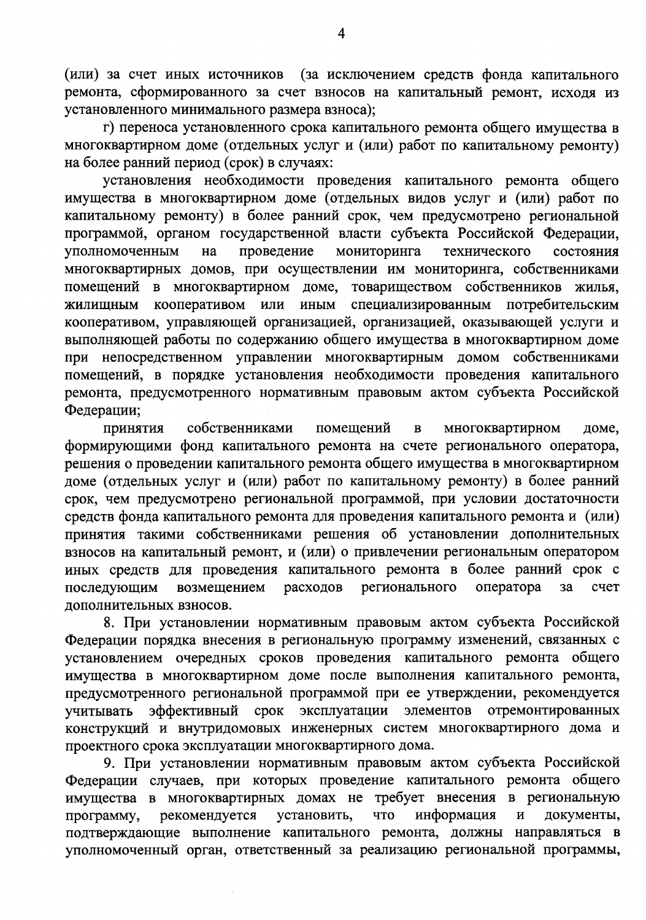(или) за счет иных источников (за исключением средств фонда капитального ремонта, сформированного за счет взносов на капитальный ремонт, исходя из установленного минимального размера взноса);

г) переноса установленного срока капитального ремонта общего имущества в многоквартирном доме (отдельных услуг и (или) работ по капитальному ремонту) на более ранний период (срок) в случаях:

установления необходимости проведения капитального ремонта общего имущества в многоквартирном доме (отдельных видов услуг и (или) работ по капитальному ремонту) в более ранний срок, чем предусмотрено региональной программой, органом государственной власти субъекта Российской Федерации, уполномоченным на проведение мониторинга технического состояния многоквартирных домов, при осуществлении им мониторинга, собственниками помещений в многоквартирном доме, товариществом собственников жилья, жилищным кооперативом или иным специализированным потребительским кооперативом, управляющей организацией, организацией, оказывающей услуги и выполняющей работы по содержанию общего имущества в многоквартирном доме при непосредственном управлении многоквартирным домом собственниками помещений, в порядке установления необходимости проведения капитального ремонта, предусмотренного нормативным правовым актом субъекта Российской Федерации;

принятия собственниками помещений в многоквартирном доме, формирующими фонд капитального ремонта на счете регионального оператора, решения о проведении капитального ремонта общего имущества в многоквартирном доме (отдельных услуг и (или) работ по капитальному ремонту) в более ранний срок, чем предусмотрено региональной программой, при условии достаточности средств фонда капитального ремонта для проведения капитального ремонта и (или) принятия такими собственниками решения об установлении дополнительных взносов на капитальный ремонт, и (или) о привлечении региональным оператором иных средств для проведения капитального ремонта в более ранний срок с последующим возмещением расходов регионального оператора за счет дополнительных взносов.

8. При установлении нормативным правовым актом субъекта Российской Федерации порядка внесения в региональную программу изменений, связанных с установлением очередных сроков проведения капитального ремонта общего имущества в многоквартирном доме после выполнения капитального ремонта, предусмотренного региональной программой при ее утверждении, рекомендуется учитывать эффективный срок эксплуатации элементов отремонтированных конструкций и внутридомовых инженерных систем многоквартирного дома и проектного срока эксплуатации многоквартирного дома.

9. При установлении нормативным правовым актом субъекта Российской Федерации случаев, при которых проведение капитального ремонта общего имущества в многоквартирных домах не требует внесения в региональную программу, рекомендуется установить, что информация и документы, подтверждающие выполнение капитального ремонта, должны направляться в уполномоченный орган, ответственный за реализацию региональной программы,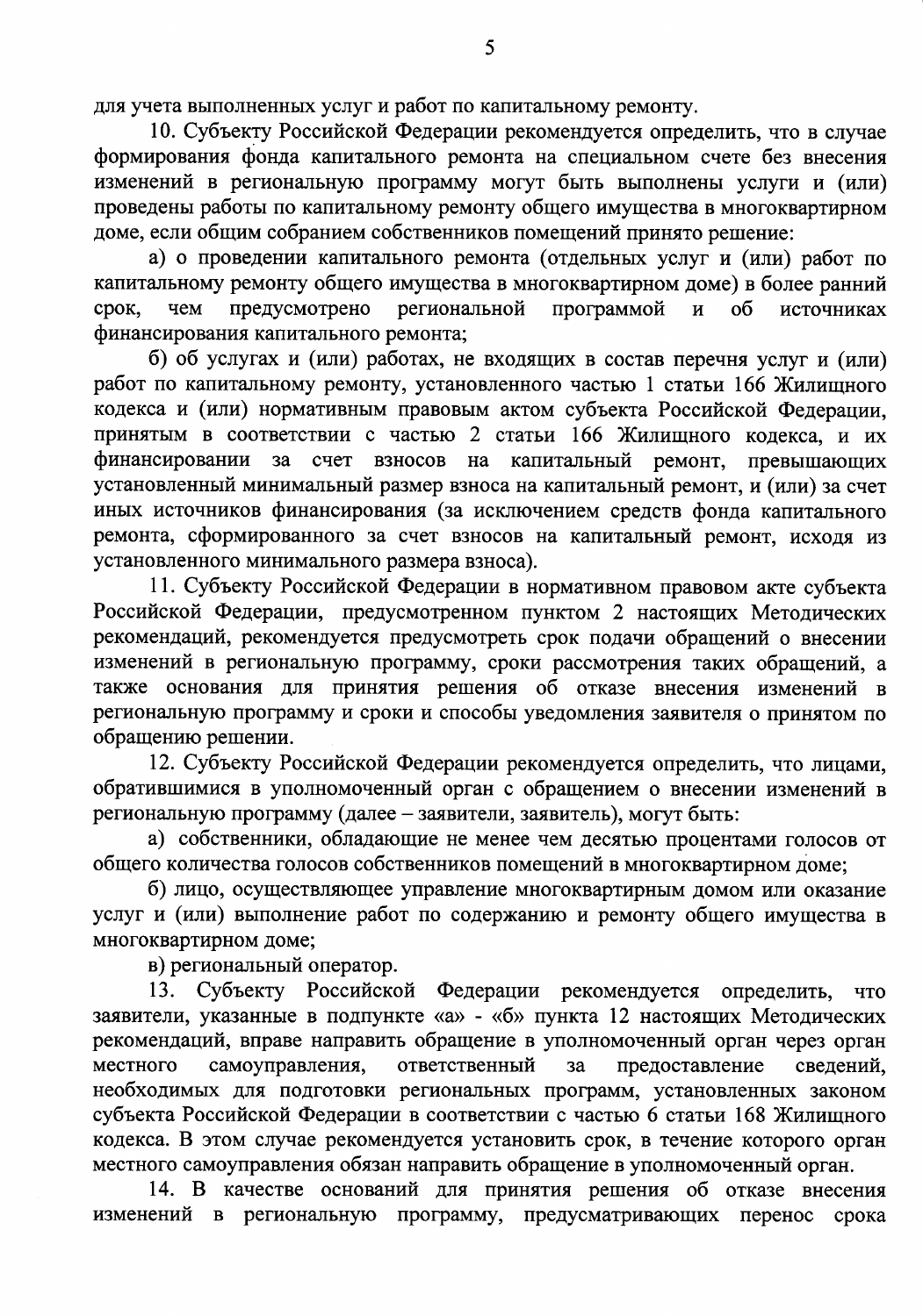для учета выполненных услуг и работ по капитальному ремонту.

10. Субъекту Российской Федерации рекомендуется определить, что в случае формирования фонда капитального ремонта на специальном счете без внесения изменений в региональную программу могут быть выполнены услуги и (или) проведены работы по капитальному ремонту общего имущества в многоквартирном доме, если общим собранием собственников помещений принято решение:

а) о проведении капитального ремонта (отдельных услуг и (или) работ по капитальному ремонту общего имущества в многоквартирном доме) в более ранний срок, чем предусмотрено региональной программой и об источниках финансирования капитального ремонта;

б) об услугах и (или) работах, не входящих в состав перечня услуг и (или) работ по капитальному ремонту, установленного частью 1 статьи 166 Жилищного кодекса и (или) нормативным правовым актом субъекта Российской Федерации, принятым в соответствии с частью 2 статьи 166 Жилищного кодекса, и их финансировании за счет взносов на капитальный ремонт, превышающих установленный минимальный размер взноса на капитальный ремонт, и (или) за счет иных источников финансирования (за исключением средств фонда капитального ремонта, сформированного за счет взносов на капитальный ремонт, исходя из установленного минимального размера взноса).

11. Субъекту Российской Федерации в нормативном правовом акте субъекта Российской Федерации, предусмотренном пунктом 2 настоящих Методических рекомендаций, рекомендуется предусмотреть срок подачи обращений о внесении изменений в региональную программу, сроки рассмотрения таких обращений, а также основания для принятия решения об отказе внесения изменений в региональную программу и сроки и способы уведомления заявителя о принятом по обращению решении.

12. Субъекту Российской Федерации рекомендуется определить, что лицами, обратившимися в уполномоченный орган с обращением о внесении изменений в региональную программу (далее – заявители, заявитель), могут быть:

а) собственники, обладающие не менее чем десятью процентами голосов от общего количества голосов собственников помещений в многоквартирном доме;

б) лицо, осуществляющее управление многоквартирным домом или оказание услуг и (или) выполнение работ по содержанию и ремонту общего имущества в многоквартирном доме;

в) региональный оператор.

13. Субъекту Российской Федерации рекомендуется определить, что заявители, указанные в подпункте «а» - «б» пункта 12 настоящих Методических рекомендаций, вправе направить обращение в уполномоченный орган через орган местного самоуправления, ответственный за предоставление сведений, необходимых для подготовки региональных программ, установленных законом субъекта Российской Федерации в соответствии с частью 6 статьи 168 Жилищного кодекса. В этом случае рекомендуется установить срок, в течение которого орган местного самоуправления обязан направить обращение в уполномоченный орган.

14. В качестве оснований для принятия решения об отказе внесения изменений в региональную программу, предусматривающих перенос срока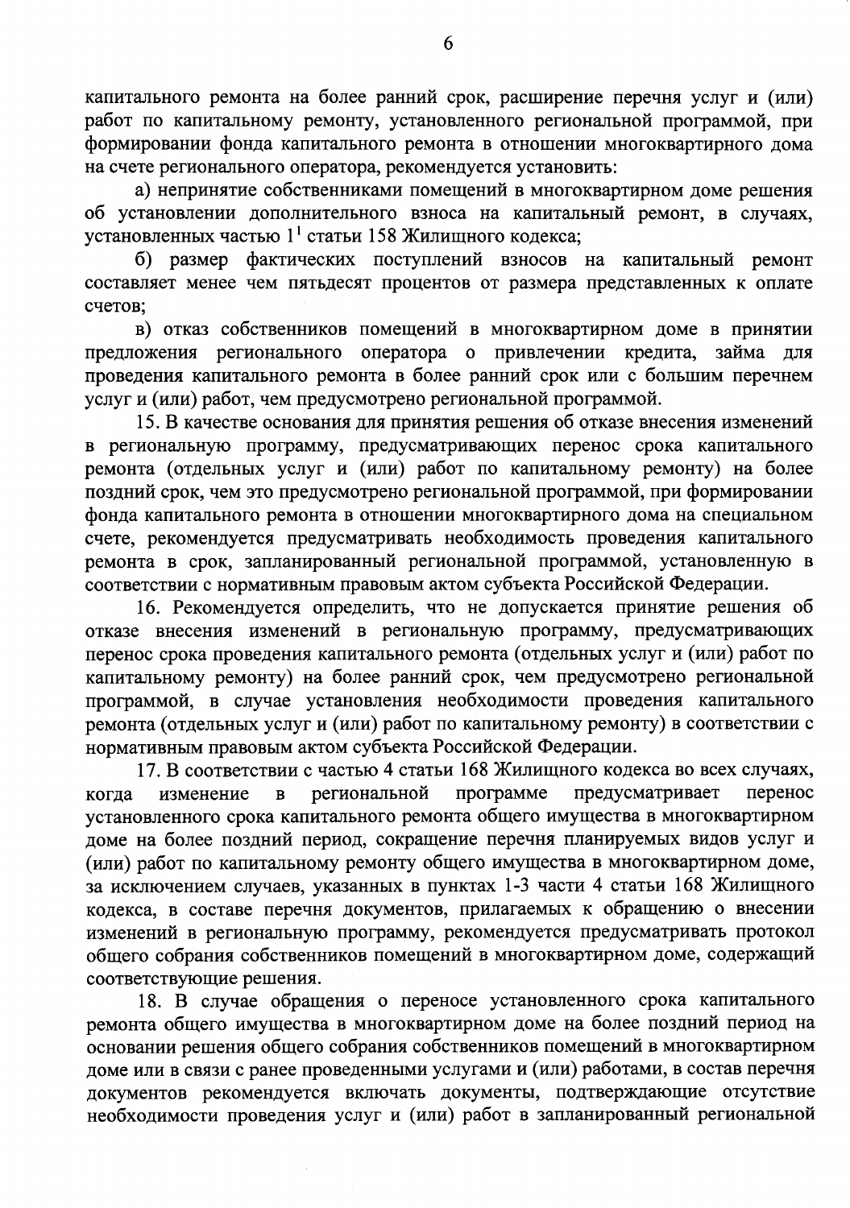капитального ремонта на более ранний срок, расширение перечня услуг и (или) работ по капитальному ремонту, установленного региональной программой, при формировании фонда капитального ремонта в отношении многоквартирного дома на счете регионального оператора, рекомендуется установить:

а) непринятие собственниками помещений в многоквартирном доме решения об установлении дополнительного взноса на капитальный ремонт, в случаях, установленных частью 1[1] статьи 158 Жилищного кодекса;

б) размер фактических поступлений взносов на капитальный ремонт составляет менее чем пятьдесят процентов от размера представленных к оплате счетов;

в) отказ собственников помещений в многоквартирном доме в принятии предложения регионального оператора о привлечении кредита, займа для проведения капитального ремонта в более ранний срок или с большим перечнем услуг и (или) работ, чем предусмотрено региональной программой.

15. В качестве основания для принятия решения об отказе внесения изменений в региональную программу, предусматривающих перенос срока капитального ремонта (отдельных услуг и (или) работ по капитальному ремонту) на более поздний срок, чем это предусмотрено региональной программой, при формировании фонда капитального ремонта в отношении многоквартирного дома на специальном счете, рекомендуется предусматривать необходимость проведения капитального ремонта в срок, запланированный региональной программой, установленную в соответствии с нормативным правовым актом субъекта Российской Федерации.

16. Рекомендуется определить, что не допускается принятие решения об отказе внесения изменений в региональную программу, предусматривающих перенос срока проведения капитального ремонта (отдельных услуг и (или) работ по капитальному ремонту) на более ранний срок, чем предусмотрено региональной программой, в случае установления необходимости проведения капитального ремонта (отдельных услуг и (или) работ по капитальному ремонту) в соответствии с нормативным правовым актом субъекта Российской Федерации.

17. В соответствии с частью 4 статьи 168 Жилищного кодекса во всех случаях, когда изменение в региональной программе предусматривает перенос установленного срока капитального ремонта общего имущества в многоквартирном доме на более поздний период, сокращение перечня планируемых видов услуг и (или) работ по капитальному ремонту общего имущества в многоквартирном доме, за исключением случаев, указанных в пунктах 1-3 части 4 статьи 168 Жилищного кодекса, в составе перечня документов, прилагаемых к обращению о внесении изменений в региональную программу, рекомендуется предусматривать протокол общего собрания собственников помещений в многоквартирном доме, содержащий соответствующие решения.

18. В случае обращения о переносе установленного срока капитального ремонта общего имущества в многоквартирном доме на более поздний период на основании решения общего собрания собственников помещений в многоквартирном доме или в связи с ранее проведенными услугами и (или) работами, в состав перечня документов рекомендуется включать документы, подтверждающие отсутствие необходимости проведения услуг и (или) работ в запланированный региональной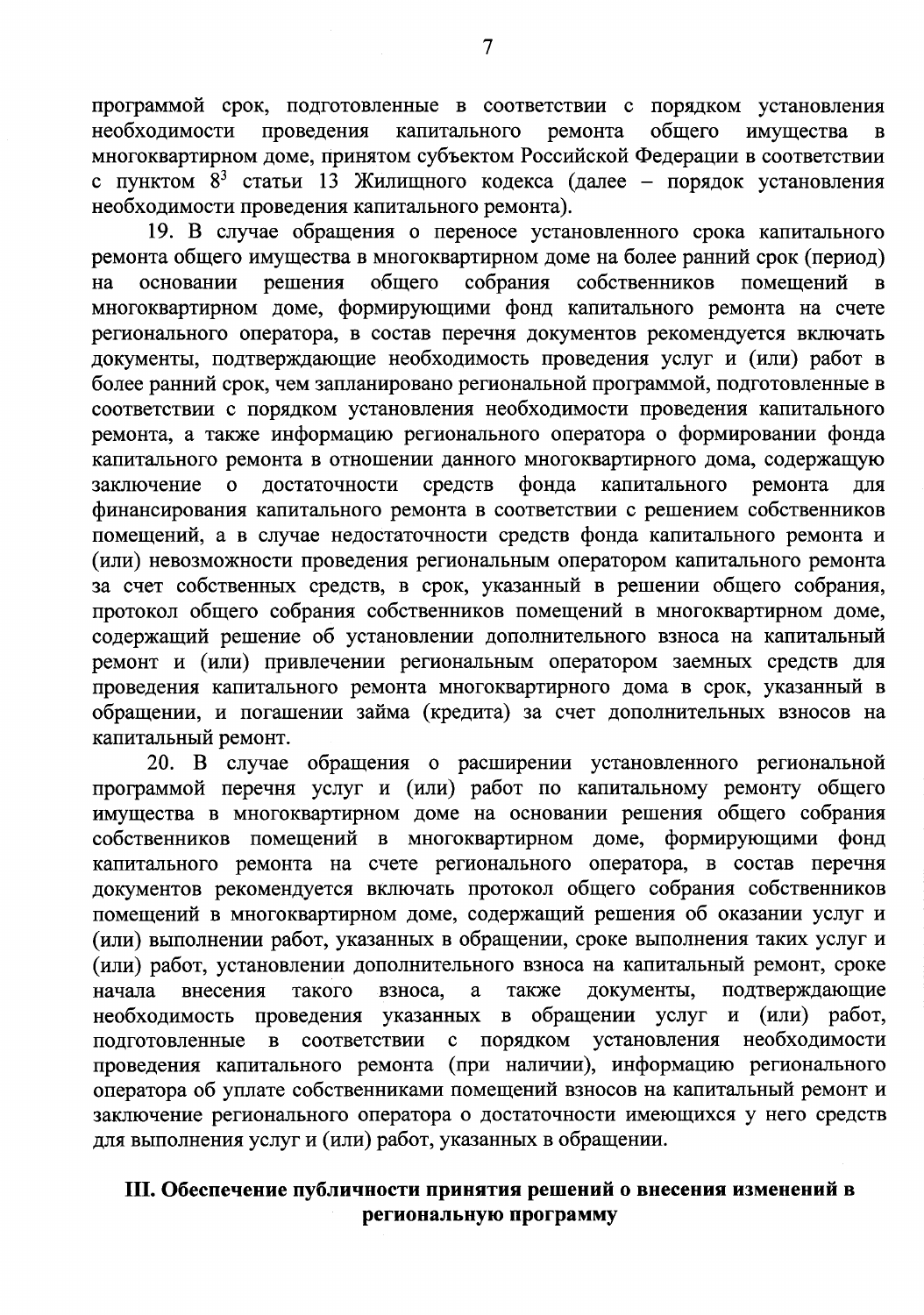программой срок, подготовленные в соответствии с порядком установления необходимости проведения капитального ремонта общего имущества в многоквартирном доме, принятом субъектом Российской Федерации в соответствии с пунктом 8[3] статьи 13 Жилищного кодекса (далее – порядок установления необходимости проведения капитального ремонта).

19. В случае обращения о переносе установленного срока капитального ремонта общего имущества в многоквартирном доме на более ранний срок (период) на основании решения общего собрания собственников помещений в многоквартирном доме, формирующими фонд капитального ремонта на счете регионального оператора, в состав перечня документов рекомендуется включать документы, подтверждающие необходимость проведения услуг и (или) работ в более ранний срок, чем запланировано региональной программой, подготовленные в соответствии с порядком установления необходимости проведения капитального ремонта, а также информацию регионального оператора о формировании фонда капитального ремонта в отношении данного многоквартирного дома, содержащую заключение о достаточности средств фонда капитального ремонта для финансирования капитального ремонта в соответствии с решением собственников помещений, а в случае недостаточности средств фонда капитального ремонта и (или) невозможности проведения региональным оператором капитального ремонта за счет собственных средств, в срок, указанный в решении общего собрания, протокол общего собрания собственников помещений в многоквартирном доме, содержащий решение об установлении дополнительного взноса на капитальный ремонт и (или) привлечении региональным оператором заемных средств для проведения капитального ремонта многоквартирного дома в срок, указанный в обращении, и погашении займа (кредита) за счет дополнительных взносов на капитальный ремонт.

20. В случае обращения о расширении установленного региональной программой перечня услуг и (или) работ по капитальному ремонту общего имущества в многоквартирном доме на основании решения общего собрания собственников помещений в многоквартирном доме, формирующими фонд капитального ремонта на счете регионального оператора, в состав перечня документов рекомендуется включать протокол общего собрания собственников помещений в многоквартирном доме, содержащий решения об оказании услуг и (или) выполнении работ, указанных в обращении, сроке выполнения таких услуг и (или) работ, установлении дополнительного взноса на капитальный ремонт, сроке начала внесения такого взноса, а также документы, подтверждающие необходимость проведения указанных в обращении услуг и (или) работ, подготовленные в соответствии с порядком установления необходимости проведения капитального ремонта (при наличии), информацию регионального оператора об уплате собственниками помещений взносов на капитальный ремонт и заключение регионального оператора о достаточности имеющихся у него средств для выполнения услуг и (или) работ, указанных в обращении.

## III. Обеспечение публичности принятия решений о внесения изменений в региональную программу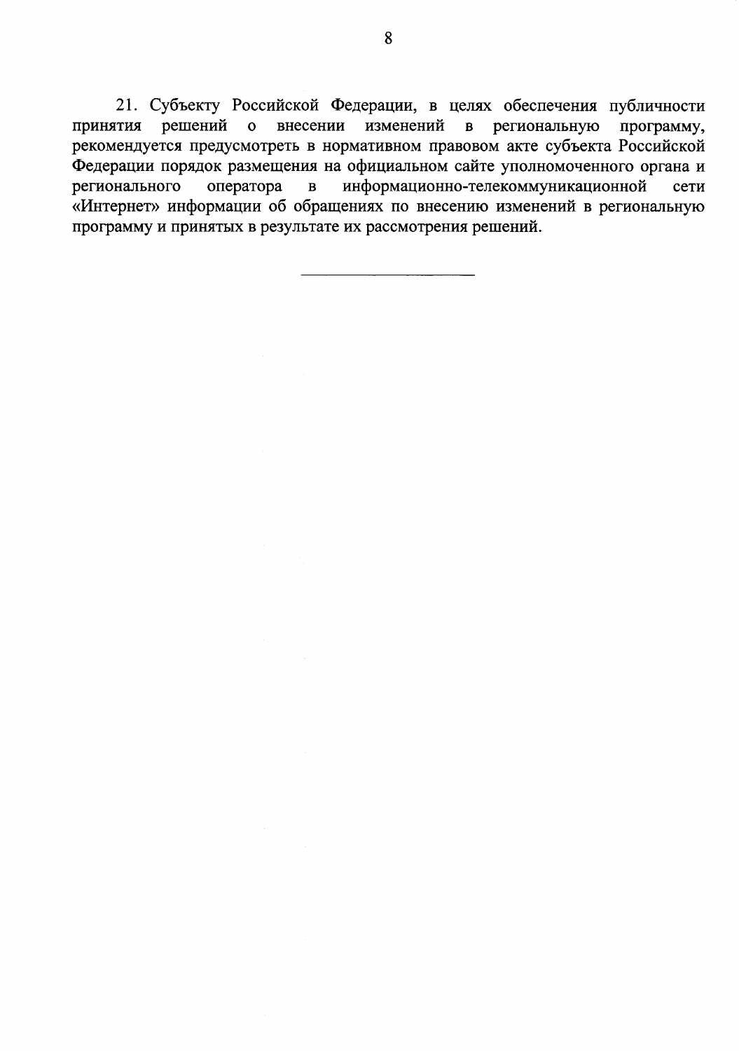21. Субъекту Российской Федерации, в целях обеспечения публичности принятия решений о внесении изменений в региональную программу, рекомендуется предусмотреть в нормативном правовом акте субъекта Российской Федерации порядок размещения на официальном сайте уполномоченного органа и регионального оператора в информационно-телекоммуникационной сети «Интернет» информации об обращениях по внесению изменений в региональную программу и принятых в результате их рассмотрения решений.

---